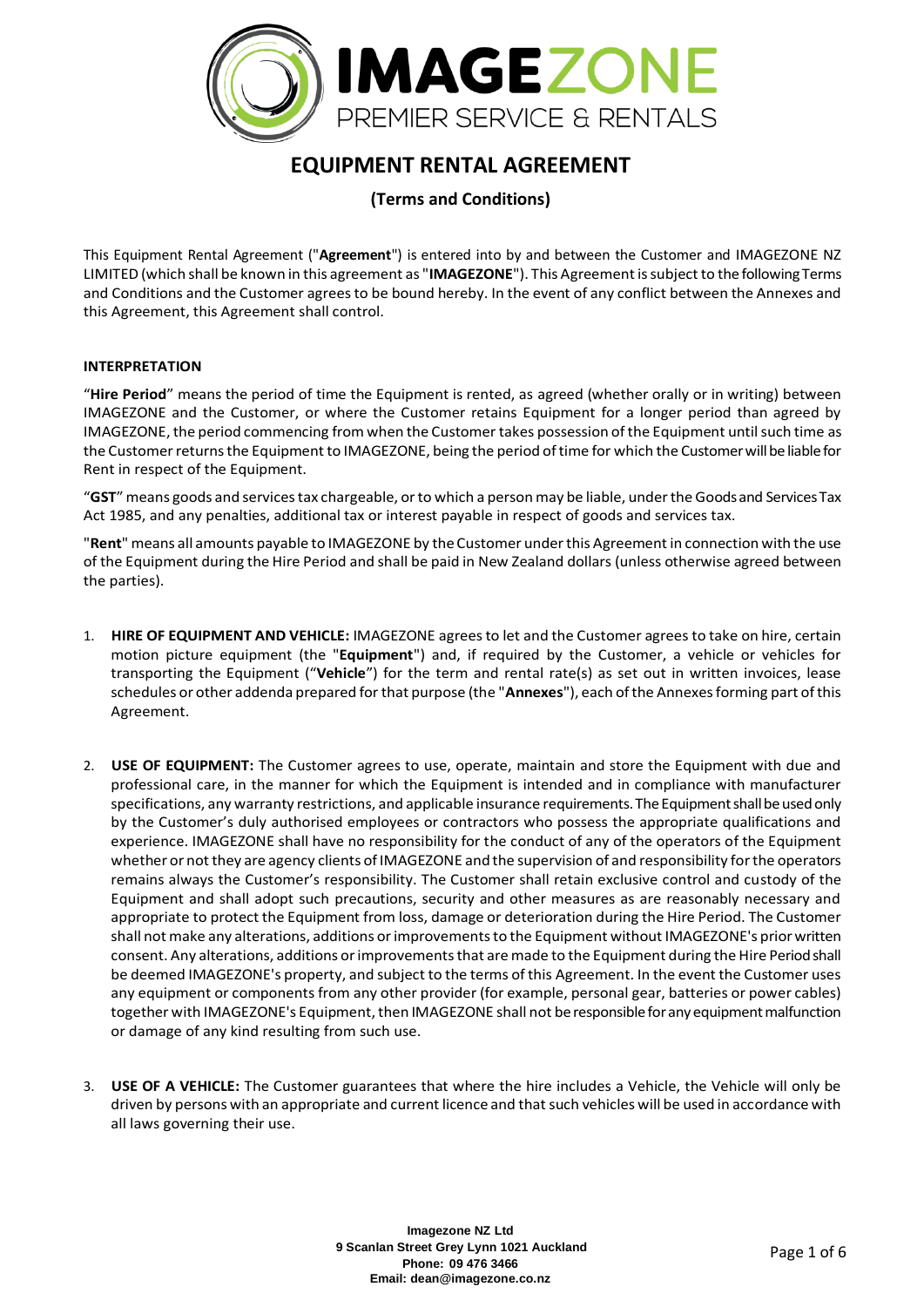# EQUIPMENT RENTAL AGREEMENT

## (Terms and Conditions)

This Equipment Rental Agreement ("**Agreement**") is entered into by and between the Customer and IMAGEZONE NZ LIMITED (which shall be known in this agreement as "**IMAGEZONE**"). This Agreement is subject to the following Terms and Conditions and the Customer agrees to be bound hereby. In the event of any conflict between the Annexes and this Agreement, this Agreement shall control.

**INTERPRETATION**

"**Hire Period**" means the period of time the Equipment is rented, as agreed (whether orally or in writing) between IMAGEZONE and the Customer, or where the Customer retains Equipment for a longer period than agreed by IMAGEZONE, the period commencing from when the Customer takes possession of the Equipment until such time as the Customer returns the Equipment to IMAGEZONE, being the period of time for which the Customer will be liable for Rent in respect of the Equipment.

"**GST**" means goods and services tax chargeable, or to which a person may be liable, under the Goods and Services Tax Act 1985, and any penalties, additional tax or interest payable in respect of goods and services tax.

"**Rent**" means all amounts payable to IMAGEZONE by the Customer under this Agreement in connection with the use of the Equipment during the Hire Period and shall be paid in New Zealand dollars (unless otherwise agreed between the parties).

1. **HIRE OF EQUIPMENT AND VEHICLE:** IMAGEZONE agrees to let and the Customer agrees to take on hire, certain motion picture equipment (the "**Equipment**") and, if required by the Customer, a vehicle or vehicles for transporting the Equipment ("**Vehicle**") for the term and rental rate(s) as set out in written invoices, lease schedules or other addenda prepared for that purpose (the "**Annexes**"), each of the Annexes forming part of this Agreement.

2. **USE OF EQUIPMENT:** The Customer agrees to use, operate, maintain and store the Equipment with due and professional care, in the manner for which the Equipment is intended and in compliance with manufacturer specifications, any warranty restrictions, and applicable insurance requirements. The Equipment shall be used only by the Customer's duly authorised employees or contractors who possess the appropriate qualifications and experience. IMAGEZONE shall have no responsibility for the conduct of any of the operators of the Equipment whether or not they are agency clients of IMAGEZONE and the supervision of and responsibility for the operators remains always the Customer's responsibility. The Customer shall retain exclusive control and custody of the Equipment and shall adopt such precautions, security and other measures as are reasonably necessary and appropriate to protect the Equipment from loss, damage or deterioration during the Hire Period. The Customer shall not make any alterations, additions or improvements to the Equipment without IMAGEZONE's prior written consent. Any alterations, additions or improvements that are made to the Equipment during the Hire Period shall be deemed IMAGEZONE's property, and subject to the terms of this Agreement. In the event the Customer uses any equipment or components from any other provider (for example, personal gear, batteries or power cables) together with IMAGEZONE's Equipment, then IMAGEZONE shall not be responsible for any equipment malfunction or damage of any kind resulting from such use.

3. **USE OF A VEHICLE:** The Customer guarantees that where the hire includes a Vehicle, the Vehicle will only be driven by persons with an appropriate and current licence and that such vehicles will be used in accordance with all laws governing their use.

Imagezone NZ Ltd
9 Scanlan Street Grey Lynn 1021 Auckland
Phone: 09 476 3466
Email: dean@imagezone.co.nz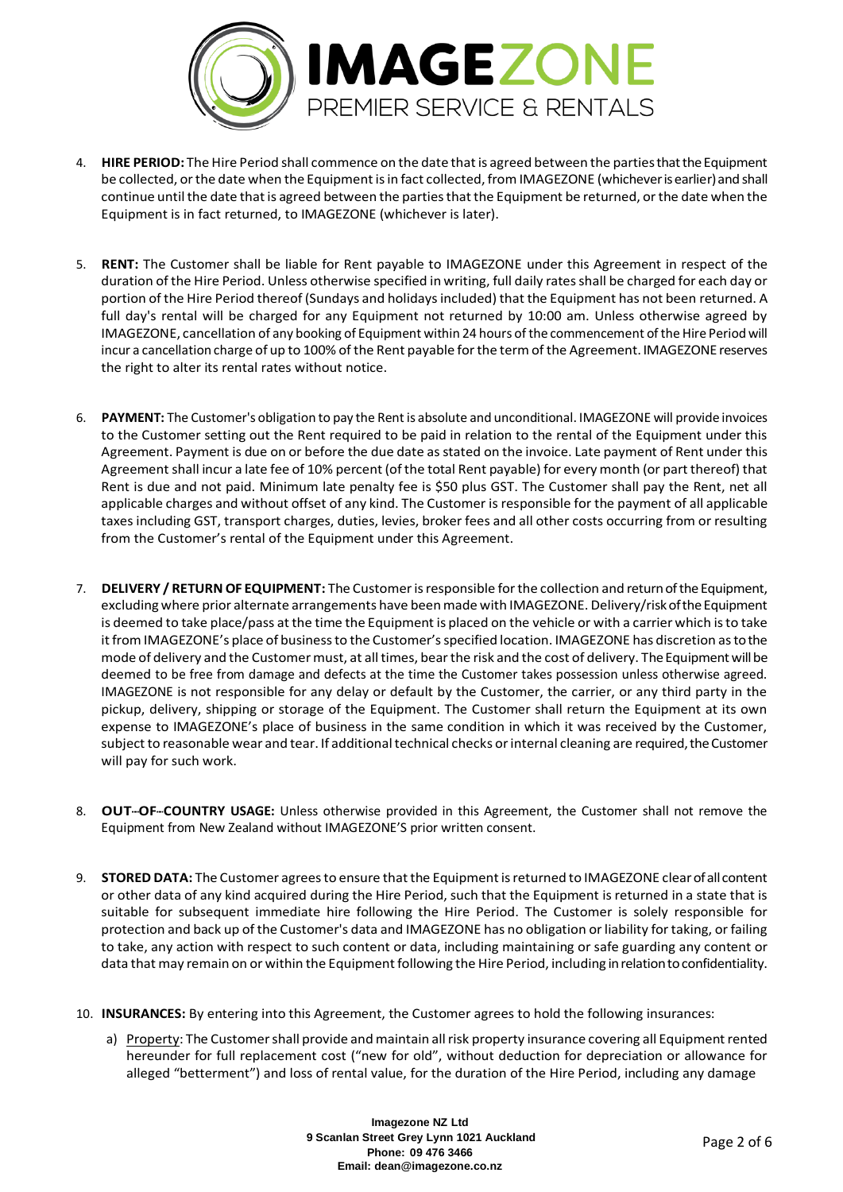4. **HIRE PERIOD:** The Hire Period shall commence on the date that is agreed between the parties that the Equipment be collected, or the date when the Equipment is in fact collected, from IMAGEZONE (whichever is earlier) and shall continue until the date that is agreed between the parties that the Equipment be returned, or the date when the Equipment is in fact returned, to IMAGEZONE (whichever is later).

5. **RENT:** The Customer shall be liable for Rent payable to IMAGEZONE under this Agreement in respect of the duration of the Hire Period. Unless otherwise specified in writing, full daily rates shall be charged for each day or portion of the Hire Period thereof (Sundays and holidays included) that the Equipment has not been returned. A full day's rental will be charged for any Equipment not returned by 10:00 am. Unless otherwise agreed by IMAGEZONE, cancellation of any booking of Equipment within 24 hours of the commencement of the Hire Period will incur a cancellation charge of up to 100% of the Rent payable for the term of the Agreement. IMAGEZONE reserves the right to alter its rental rates without notice.

6. **PAYMENT:** The Customer's obligation to pay the Rent is absolute and unconditional. IMAGEZONE will provide invoices to the Customer setting out the Rent required to be paid in relation to the rental of the Equipment under this Agreement. Payment is due on or before the due date as stated on the invoice. Late payment of Rent under this Agreement shall incur a late fee of 10% percent (of the total Rent payable) for every month (or part thereof) that Rent is due and not paid. Minimum late penalty fee is $50 plus GST. The Customer shall pay the Rent, net all applicable charges and without offset of any kind. The Customer is responsible for the payment of all applicable taxes including GST, transport charges, duties, levies, broker fees and all other costs occurring from or resulting from the Customer's rental of the Equipment under this Agreement.

7. **DELIVERY / RETURN OF EQUIPMENT:** The Customer is responsible for the collection and return of the Equipment, excluding where prior alternate arrangements have been made with IMAGEZONE. Delivery/risk of the Equipment is deemed to take place/pass at the time the Equipment is placed on the vehicle or with a carrier which is to take it from IMAGEZONE's place of business to the Customer's specified location. IMAGEZONE has discretion as to the mode of delivery and the Customer must, at all times, bear the risk and the cost of delivery. The Equipment will be deemed to be free from damage and defects at the time the Customer takes possession unless otherwise agreed. IMAGEZONE is not responsible for any delay or default by the Customer, the carrier, or any third party in the pickup, delivery, shipping or storage of the Equipment. The Customer shall return the Equipment at its own expense to IMAGEZONE's place of business in the same condition in which it was received by the Customer, subject to reasonable wear and tear. If additional technical checks or internal cleaning are required, the Customer will pay for such work.

8. **OUT-OF-COUNTRY USAGE:** Unless otherwise provided in this Agreement, the Customer shall not remove the Equipment from New Zealand without IMAGEZONE'S prior written consent.

9. **STORED DATA:** The Customer agrees to ensure that the Equipment is returned to IMAGEZONE clear of all content or other data of any kind acquired during the Hire Period, such that the Equipment is returned in a state that is suitable for subsequent immediate hire following the Hire Period. The Customer is solely responsible for protection and back up of the Customer's data and IMAGEZONE has no obligation or liability for taking, or failing to take, any action with respect to such content or data, including maintaining or safe guarding any content or data that may remain on or within the Equipment following the Hire Period, including in relation to confidentiality.

10. **INSURANCES:** By entering into this Agreement, the Customer agrees to hold the following insurances:

    a) Property: The Customer shall provide and maintain all risk property insurance covering all Equipment rented hereunder for full replacement cost ("new for old", without deduction for depreciation or allowance for alleged "betterment") and loss of rental value, for the duration of the Hire Period, including any damage

Imagezone NZ Ltd
9 Scanlan Street Grey Lynn 1021 Auckland
Phone: 09 476 3466
Email: dean@imagezone.co.nz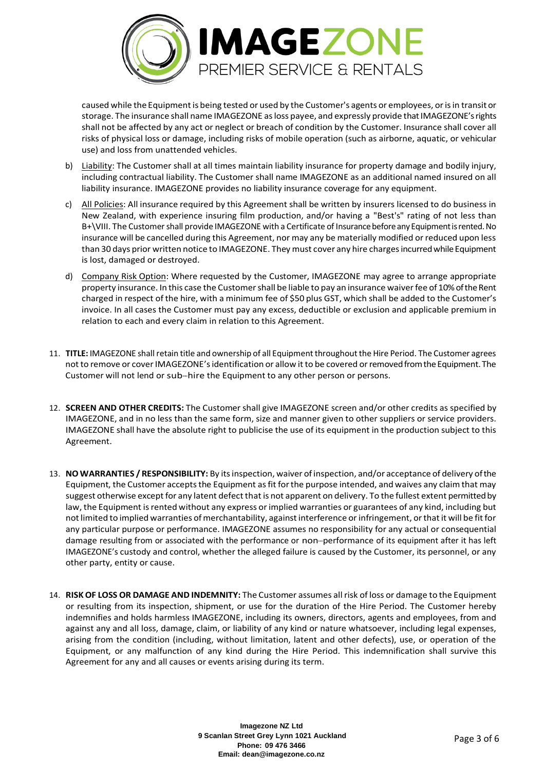caused while the Equipment is being tested or used by the Customer's agents or employees, or is in transit or storage. The insurance shall name IMAGEZONE as loss payee, and expressly provide that IMAGEZONE's rights shall not be affected by any act or neglect or breach of condition by the Customer. Insurance shall cover all risks of physical loss or damage, including risks of mobile operation (such as airborne, aquatic, or vehicular use) and loss from unattended vehicles.

b) Liability: The Customer shall at all times maintain liability insurance for property damage and bodily injury, including contractual liability. The Customer shall name IMAGEZONE as an additional named insured on all liability insurance. IMAGEZONE provides no liability insurance coverage for any equipment.

c) All Policies: All insurance required by this Agreement shall be written by insurers licensed to do business in New Zealand, with experience insuring film production, and/or having a "Best's" rating of not less than B+\VIII. The Customer shall provide IMAGEZONE with a Certificate of Insurance before any Equipment is rented. No insurance will be cancelled during this Agreement, nor may any be materially modified or reduced upon less than 30 days prior written notice to IMAGEZONE. They must cover any hire charges incurred while Equipment is lost, damaged or destroyed.

d) Company Risk Option: Where requested by the Customer, IMAGEZONE may agree to arrange appropriate property insurance. In this case the Customer shall be liable to pay an insurance waiver fee of 10% of the Rent charged in respect of the hire, with a minimum fee of $50 plus GST, which shall be added to the Customer's invoice. In all cases the Customer must pay any excess, deductible or exclusion and applicable premium in relation to each and every claim in relation to this Agreement.

11. **TITLE:** IMAGEZONE shall retain title and ownership of all Equipment throughout the Hire Period. The Customer agrees not to remove or cover IMAGEZONE's identification or allow it to be covered or removed from the Equipment. The Customer will not lend or sub-hire the Equipment to any other person or persons.

12. **SCREEN AND OTHER CREDITS:** The Customer shall give IMAGEZONE screen and/or other credits as specified by IMAGEZONE, and in no less than the same form, size and manner given to other suppliers or service providers. IMAGEZONE shall have the absolute right to publicise the use of its equipment in the production subject to this Agreement.

13. **NO WARRANTIES / RESPONSIBILITY:** By its inspection, waiver of inspection, and/or acceptance of delivery of the Equipment, the Customer accepts the Equipment as fit for the purpose intended, and waives any claim that may suggest otherwise except for any latent defect that is not apparent on delivery. To the fullest extent permitted by law, the Equipment is rented without any express or implied warranties or guarantees of any kind, including but not limited to implied warranties of merchantability, against interference or infringement, or that it will be fit for any particular purpose or performance. IMAGEZONE assumes no responsibility for any actual or consequential damage resulting from or associated with the performance or non-performance of its equipment after it has left IMAGEZONE's custody and control, whether the alleged failure is caused by the Customer, its personnel, or any other party, entity or cause.

14. **RISK OF LOSS OR DAMAGE AND INDEMNITY:** The Customer assumes all risk of loss or damage to the Equipment or resulting from its inspection, shipment, or use for the duration of the Hire Period. The Customer hereby indemnifies and holds harmless IMAGEZONE, including its owners, directors, agents and employees, from and against any and all loss, damage, claim, or liability of any kind or nature whatsoever, including legal expenses, arising from the condition (including, without limitation, latent and other defects), use, or operation of the Equipment, or any malfunction of any kind during the Hire Period. This indemnification shall survive this Agreement for any and all causes or events arising during its term.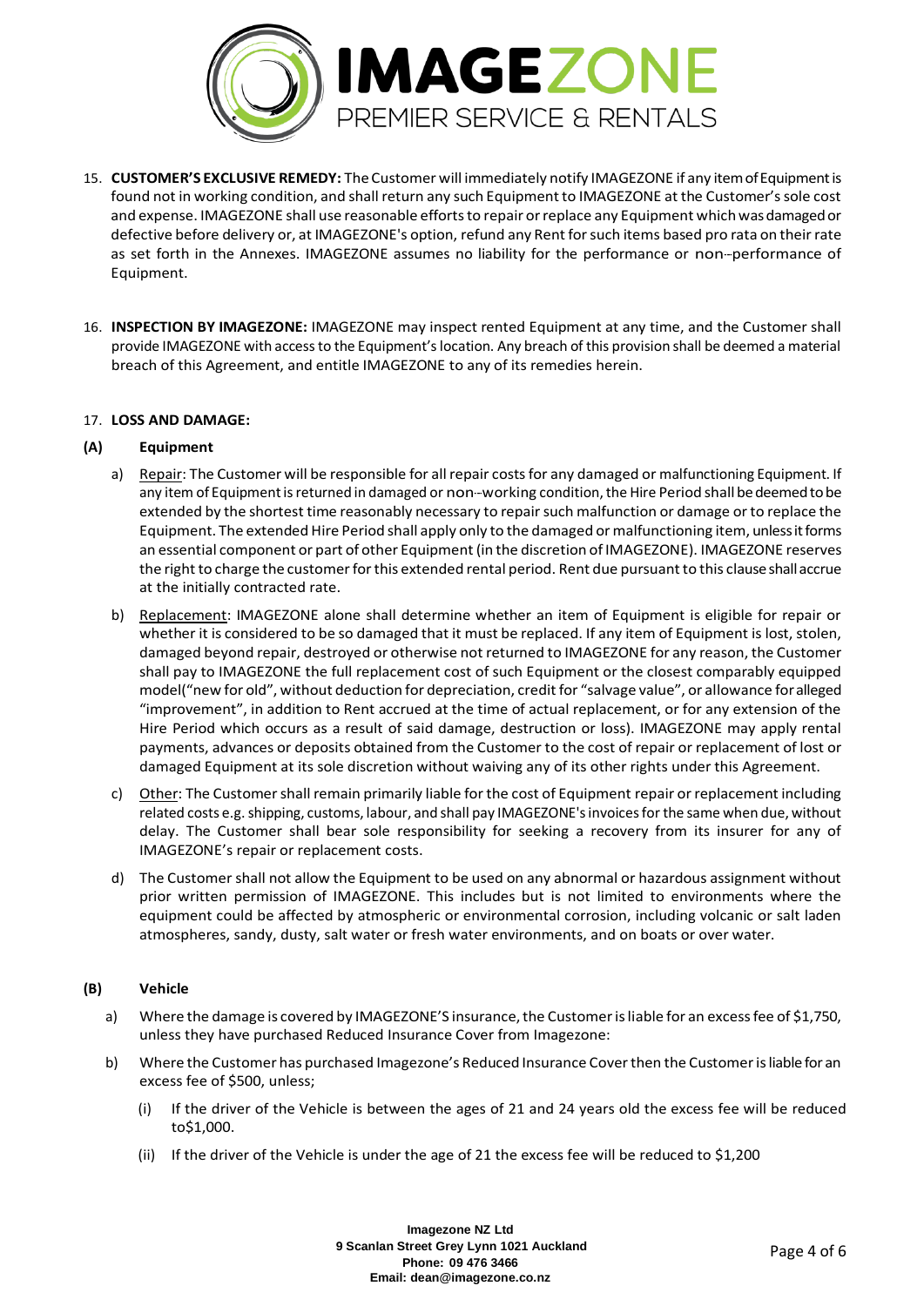15. **CUSTOMER'S EXCLUSIVE REMEDY:** The Customer will immediately notify IMAGEZONE if any item of Equipment is found not in working condition, and shall return any such Equipment to IMAGEZONE at the Customer's sole cost and expense. IMAGEZONE shall use reasonable efforts to repair or replace any Equipment which was damaged or defective before delivery or, at IMAGEZONE's option, refund any Rent for such items based pro rata on their rate as set forth in the Annexes. IMAGEZONE assumes no liability for the performance or non--performance of Equipment.

16. **INSPECTION BY IMAGEZONE:** IMAGEZONE may inspect rented Equipment at any time, and the Customer shall provide IMAGEZONE with access to the Equipment's location. Any breach of this provision shall be deemed a material breach of this Agreement, and entitle IMAGEZONE to any of its remedies herein.

17. **LOSS AND DAMAGE:**

**(A) Equipment**

a) Repair: The Customer will be responsible for all repair costs for any damaged or malfunctioning Equipment. If any item of Equipment is returned in damaged or non--working condition, the Hire Period shall be deemed to be extended by the shortest time reasonably necessary to repair such malfunction or damage or to replace the Equipment. The extended Hire Period shall apply only to the damaged or malfunctioning item, unless it forms an essential component or part of other Equipment (in the discretion of IMAGEZONE). IMAGEZONE reserves the right to charge the customer for this extended rental period. Rent due pursuant to this clause shall accrue at the initially contracted rate.

b) Replacement: IMAGEZONE alone shall determine whether an item of Equipment is eligible for repair or whether it is considered to be so damaged that it must be replaced. If any item of Equipment is lost, stolen, damaged beyond repair, destroyed or otherwise not returned to IMAGEZONE for any reason, the Customer shall pay to IMAGEZONE the full replacement cost of such Equipment or the closest comparably equipped model("new for old", without deduction for depreciation, credit for "salvage value", or allowance for alleged "improvement", in addition to Rent accrued at the time of actual replacement, or for any extension of the Hire Period which occurs as a result of said damage, destruction or loss). IMAGEZONE may apply rental payments, advances or deposits obtained from the Customer to the cost of repair or replacement of lost or damaged Equipment at its sole discretion without waiving any of its other rights under this Agreement.

c) Other: The Customer shall remain primarily liable for the cost of Equipment repair or replacement including related costs e.g. shipping, customs, labour, and shall pay IMAGEZONE's invoices for the same when due, without delay. The Customer shall bear sole responsibility for seeking a recovery from its insurer for any of IMAGEZONE's repair or replacement costs.

d) The Customer shall not allow the Equipment to be used on any abnormal or hazardous assignment without prior written permission of IMAGEZONE. This includes but is not limited to environments where the equipment could be affected by atmospheric or environmental corrosion, including volcanic or salt laden atmospheres, sandy, dusty, salt water or fresh water environments, and on boats or over water.

**(B) Vehicle**

a) Where the damage is covered by IMAGEZONE'S insurance, the Customer is liable for an excess fee of $1,750, unless they have purchased Reduced Insurance Cover from Imagezone:

b) Where the Customer has purchased Imagezone's Reduced Insurance Cover then the Customer is liable for an excess fee of $500, unless;

   (i) If the driver of the Vehicle is between the ages of 21 and 24 years old the excess fee will be reduced to$1,000.

   (ii) If the driver of the Vehicle is under the age of 21 the excess fee will be reduced to $1,200

**Imagezone NZ Ltd**
**9 Scanlan Street Grey Lynn 1021 Auckland**
**Phone: 09 476 3466**
**Email: dean@imagezone.co.nz**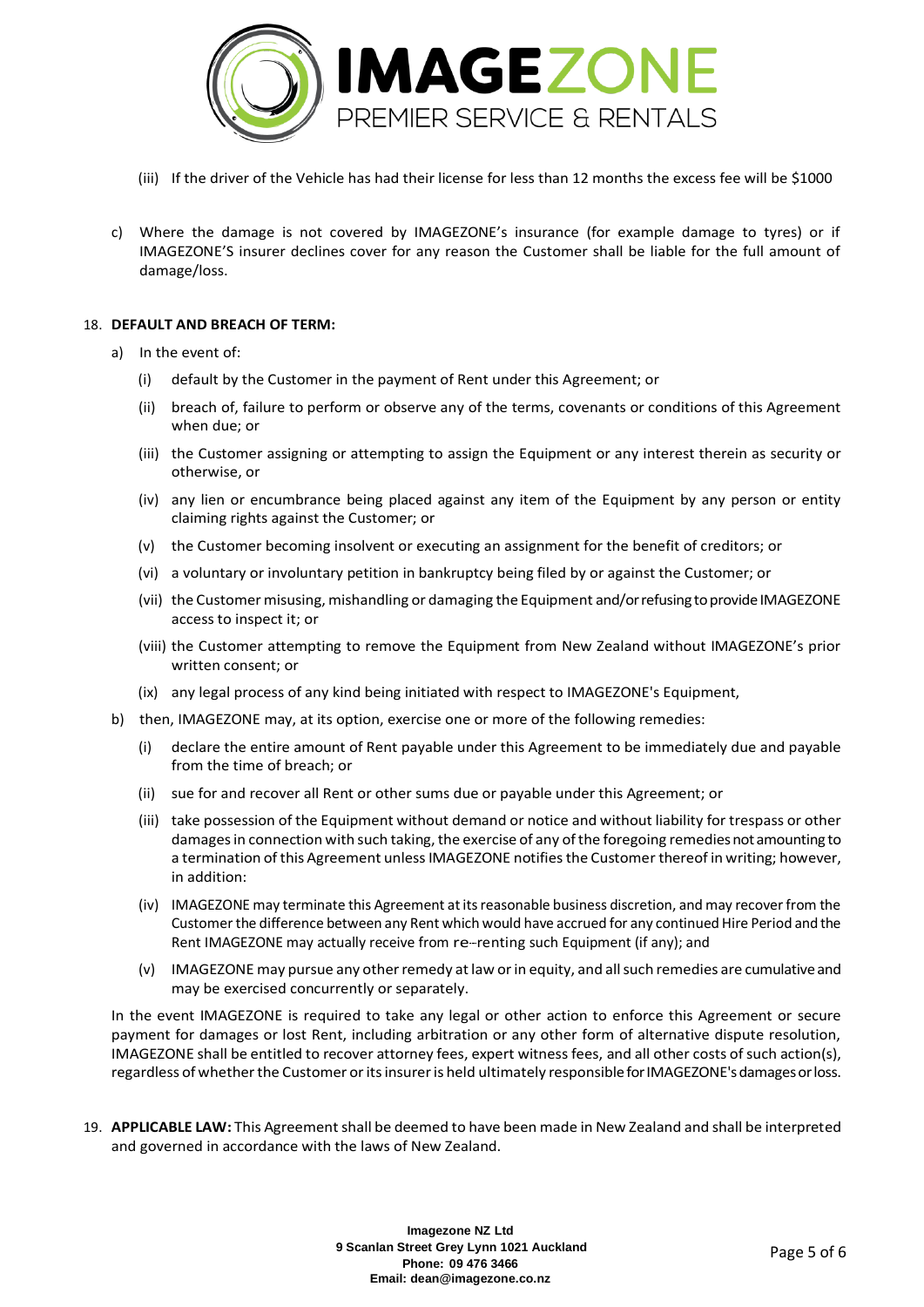(iii) If the driver of the Vehicle has had their license for less than 12 months the excess fee will be $1000

c) Where the damage is not covered by IMAGEZONE's insurance (for example damage to tyres) or if IMAGEZONE'S insurer declines cover for any reason the Customer shall be liable for the full amount of damage/loss.

18. **DEFAULT AND BREACH OF TERM:**

a) In the event of:

(i) default by the Customer in the payment of Rent under this Agreement; or

(ii) breach of, failure to perform or observe any of the terms, covenants or conditions of this Agreement when due; or

(iii) the Customer assigning or attempting to assign the Equipment or any interest therein as security or otherwise, or

(iv) any lien or encumbrance being placed against any item of the Equipment by any person or entity claiming rights against the Customer; or

(v) the Customer becoming insolvent or executing an assignment for the benefit of creditors; or

(vi) a voluntary or involuntary petition in bankruptcy being filed by or against the Customer; or

(vii) the Customer misusing, mishandling or damaging the Equipment and/or refusing to provide IMAGEZONE access to inspect it; or

(viii) the Customer attempting to remove the Equipment from New Zealand without IMAGEZONE's prior written consent; or

(ix) any legal process of any kind being initiated with respect to IMAGEZONE's Equipment,

b) then, IMAGEZONE may, at its option, exercise one or more of the following remedies:

(i) declare the entire amount of Rent payable under this Agreement to be immediately due and payable from the time of breach; or

(ii) sue for and recover all Rent or other sums due or payable under this Agreement; or

(iii) take possession of the Equipment without demand or notice and without liability for trespass or other damages in connection with such taking, the exercise of any of the foregoing remedies not amounting to a termination of this Agreement unless IMAGEZONE notifies the Customer thereof in writing; however, in addition:

(iv) IMAGEZONE may terminate this Agreement at its reasonable business discretion, and may recover from the Customer the difference between any Rent which would have accrued for any continued Hire Period and the Rent IMAGEZONE may actually receive from re-renting such Equipment (if any); and

(v) IMAGEZONE may pursue any other remedy at law or in equity, and all such remedies are cumulative and may be exercised concurrently or separately.

In the event IMAGEZONE is required to take any legal or other action to enforce this Agreement or secure payment for damages or lost Rent, including arbitration or any other form of alternative dispute resolution, IMAGEZONE shall be entitled to recover attorney fees, expert witness fees, and all other costs of such action(s), regardless of whether the Customer or its insurer is held ultimately responsible for IMAGEZONE's damages or loss.

19. **APPLICABLE LAW:** This Agreement shall be deemed to have been made in New Zealand and shall be interpreted and governed in accordance with the laws of New Zealand.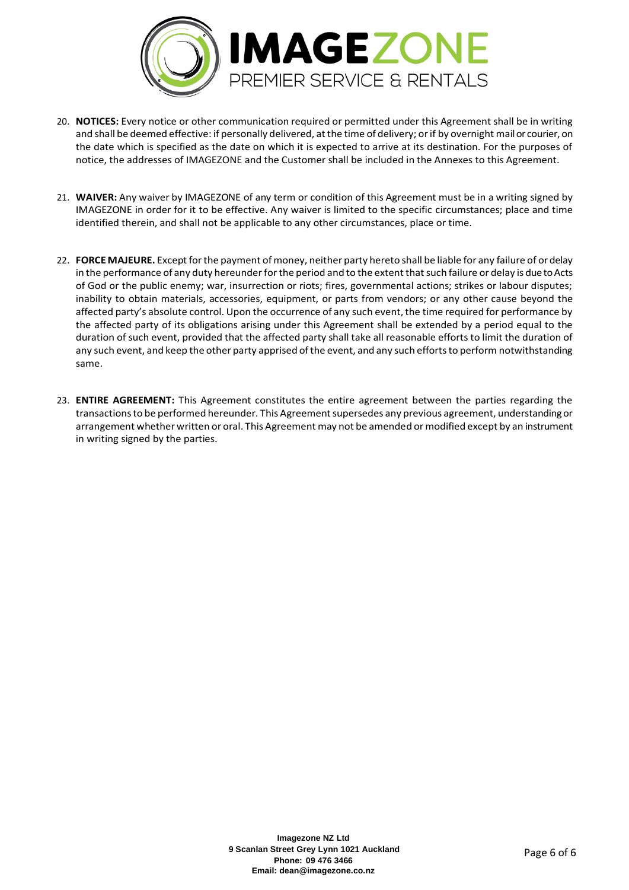20. **NOTICES:** Every notice or other communication required or permitted under this Agreement shall be in writing and shall be deemed effective: if personally delivered, at the time of delivery; or if by overnight mail or courier, on the date which is specified as the date on which it is expected to arrive at its destination. For the purposes of notice, the addresses of IMAGEZONE and the Customer shall be included in the Annexes to this Agreement.

21. **WAIVER:** Any waiver by IMAGEZONE of any term or condition of this Agreement must be in a writing signed by IMAGEZONE in order for it to be effective. Any waiver is limited to the specific circumstances; place and time identified therein, and shall not be applicable to any other circumstances, place or time.

22. **FORCE MAJEURE.** Except for the payment of money, neither party hereto shall be liable for any failure of or delay in the performance of any duty hereunder for the period and to the extent that such failure or delay is due to Acts of God or the public enemy; war, insurrection or riots; fires, governmental actions; strikes or labour disputes; inability to obtain materials, accessories, equipment, or parts from vendors; or any other cause beyond the affected party's absolute control. Upon the occurrence of any such event, the time required for performance by the affected party of its obligations arising under this Agreement shall be extended by a period equal to the duration of such event, provided that the affected party shall take all reasonable efforts to limit the duration of any such event, and keep the other party apprised of the event, and any such efforts to perform notwithstanding same.

23. **ENTIRE AGREEMENT:** This Agreement constitutes the entire agreement between the parties regarding the transactions to be performed hereunder. This Agreement supersedes any previous agreement, understanding or arrangement whether written or oral. This Agreement may not be amended or modified except by an instrument in writing signed by the parties.